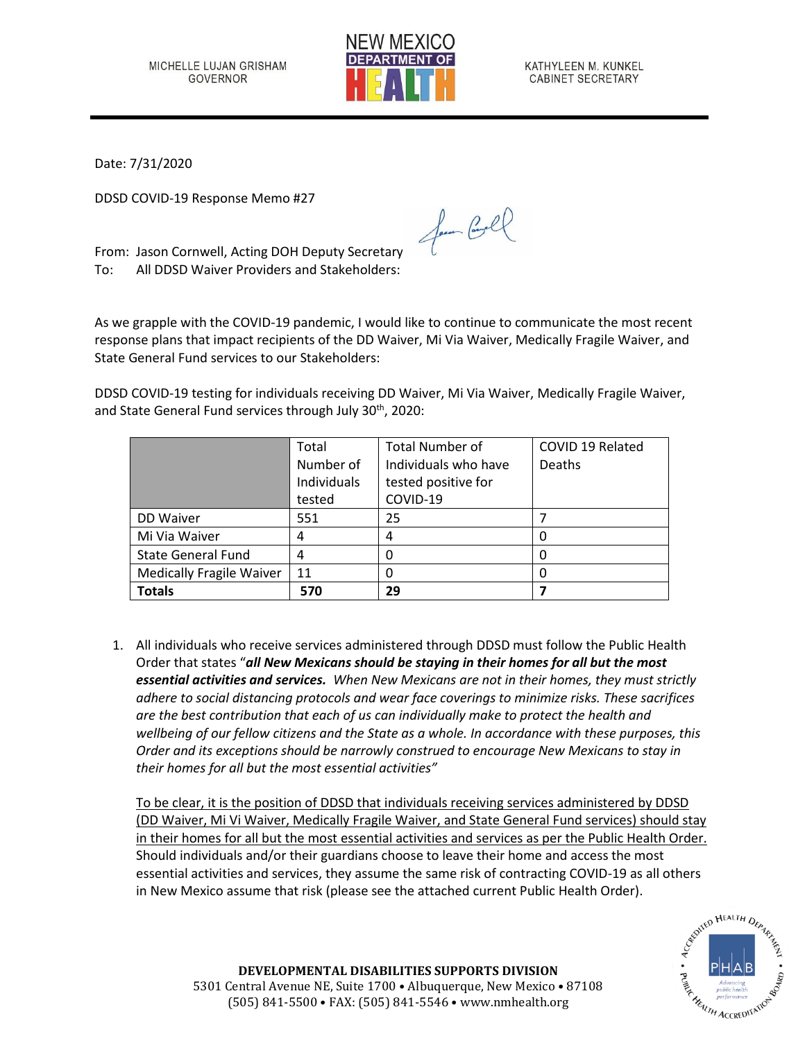MICHELLE LUJAN GRISHAM
GOVERNOR

NEW MEXICO
DEPARTMENT OF
HEALTH

KATHYLEEN M. KUNKEL
CABINET SECRETARY

Date: 7/31/2020

DDSD COVID-19 Response Memo #27

From: Jason Cornwell, Acting DOH Deputy Secretary
To: All DDSD Waiver Providers and Stakeholders:

As we grapple with the COVID-19 pandemic, I would like to continue to communicate the most recent response plans that impact recipients of the DD Waiver, Mi Via Waiver, Medically Fragile Waiver, and State General Fund services to our Stakeholders:

DDSD COVID-19 testing for individuals receiving DD Waiver, Mi Via Waiver, Medically Fragile Waiver, and State General Fund services through July 30th, 2020:

| | Total Number of Individuals tested | Total Number of Individuals who have tested positive for COVID-19 | COVID 19 Related Deaths |
|---|---|---|---|
| DD Waiver | 551 | 25 | 7 |
| Mi Via Waiver | 4 | 4 | 0 |
| State General Fund | 4 | 0 | 0 |
| Medically Fragile Waiver | 11 | 0 | 0 |
| **Totals** | **570** | **29** | **7** |

1. All individuals who receive services administered through DDSD must follow the Public Health Order that states "***all New Mexicans should be staying in their homes for all but the most essential activities and services.*** *When New Mexicans are not in their homes, they must strictly adhere to social distancing protocols and wear face coverings to minimize risks. These sacrifices are the best contribution that each of us can individually make to protect the health and wellbeing of our fellow citizens and the State as a whole. In accordance with these purposes, this Order and its exceptions should be narrowly construed to encourage New Mexicans to stay in their homes for all but the most essential activities"*

   <u>To be clear, it is the position of DDSD that individuals receiving services administered by DDSD (DD Waiver, Mi Vi Waiver, Medically Fragile Waiver, and State General Fund services) should stay in their homes for all but the most essential activities and services as per the Public Health Order.</u> Should individuals and/or their guardians choose to leave their home and access the most essential activities and services, they assume the same risk of contracting COVID-19 as all others in New Mexico assume that risk (please see the attached current Public Health Order).

**DEVELOPMENTAL DISABILITIES SUPPORTS DIVISION**
5301 Central Avenue NE, Suite 1700 • Albuquerque, New Mexico • 87108
(505) 841-5500 • FAX: (505) 841-5546 • www.nmhealth.org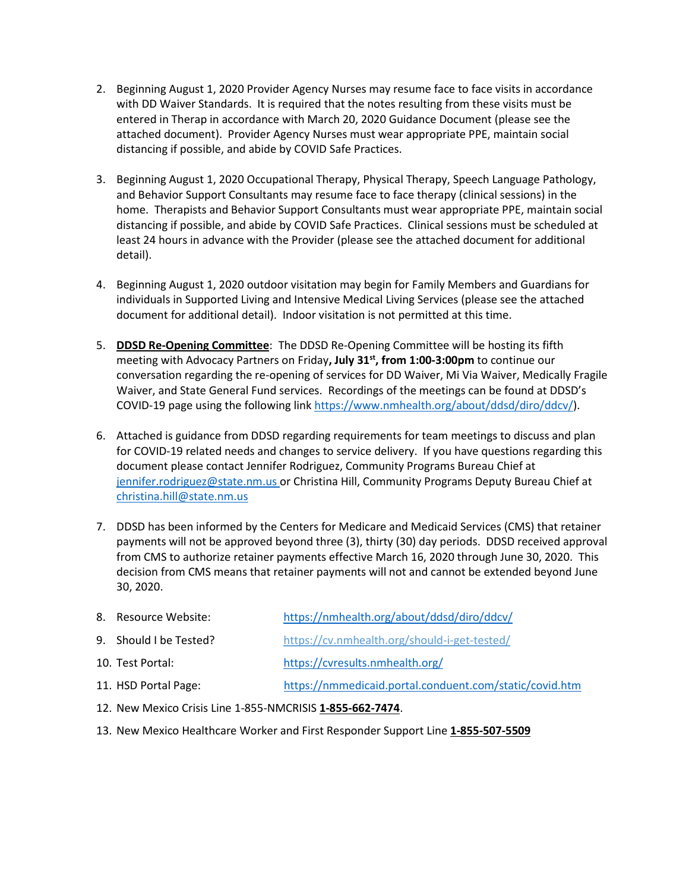2. Beginning August 1, 2020 Provider Agency Nurses may resume face to face visits in accordance with DD Waiver Standards. It is required that the notes resulting from these visits must be entered in Therap in accordance with March 20, 2020 Guidance Document (please see the attached document). Provider Agency Nurses must wear appropriate PPE, maintain social distancing if possible, and abide by COVID Safe Practices.

3. Beginning August 1, 2020 Occupational Therapy, Physical Therapy, Speech Language Pathology, and Behavior Support Consultants may resume face to face therapy (clinical sessions) in the home. Therapists and Behavior Support Consultants must wear appropriate PPE, maintain social distancing if possible, and abide by COVID Safe Practices. Clinical sessions must be scheduled at least 24 hours in advance with the Provider (please see the attached document for additional detail).

4. Beginning August 1, 2020 outdoor visitation may begin for Family Members and Guardians for individuals in Supported Living and Intensive Medical Living Services (please see the attached document for additional detail). Indoor visitation is not permitted at this time.

5. **DDSD Re-Opening Committee**: The DDSD Re-Opening Committee will be hosting its fifth meeting with Advocacy Partners on Friday**, July 31st, from 1:00-3:00pm** to continue our conversation regarding the re-opening of services for DD Waiver, Mi Via Waiver, Medically Fragile Waiver, and State General Fund services. Recordings of the meetings can be found at DDSD's COVID-19 page using the following link https://www.nmhealth.org/about/ddsd/diro/ddcv/).

6. Attached is guidance from DDSD regarding requirements for team meetings to discuss and plan for COVID-19 related needs and changes to service delivery. If you have questions regarding this document please contact Jennifer Rodriguez, Community Programs Bureau Chief at jennifer.rodriguez@state.nm.us or Christina Hill, Community Programs Deputy Bureau Chief at christina.hill@state.nm.us

7. DDSD has been informed by the Centers for Medicare and Medicaid Services (CMS) that retainer payments will not be approved beyond three (3), thirty (30) day periods. DDSD received approval from CMS to authorize retainer payments effective March 16, 2020 through June 30, 2020. This decision from CMS means that retainer payments will not and cannot be extended beyond June 30, 2020.

8. Resource Website: https://nmhealth.org/about/ddsd/diro/ddcv/
9. Should I be Tested? https://cv.nmhealth.org/should-i-get-tested/
10. Test Portal: https://cvresults.nmhealth.org/
11. HSD Portal Page: https://nmmedicaid.portal.conduent.com/static/covid.htm
12. New Mexico Crisis Line 1-855-NMCRISIS **1-855-662-7474**.
13. New Mexico Healthcare Worker and First Responder Support Line **1-855-507-5509**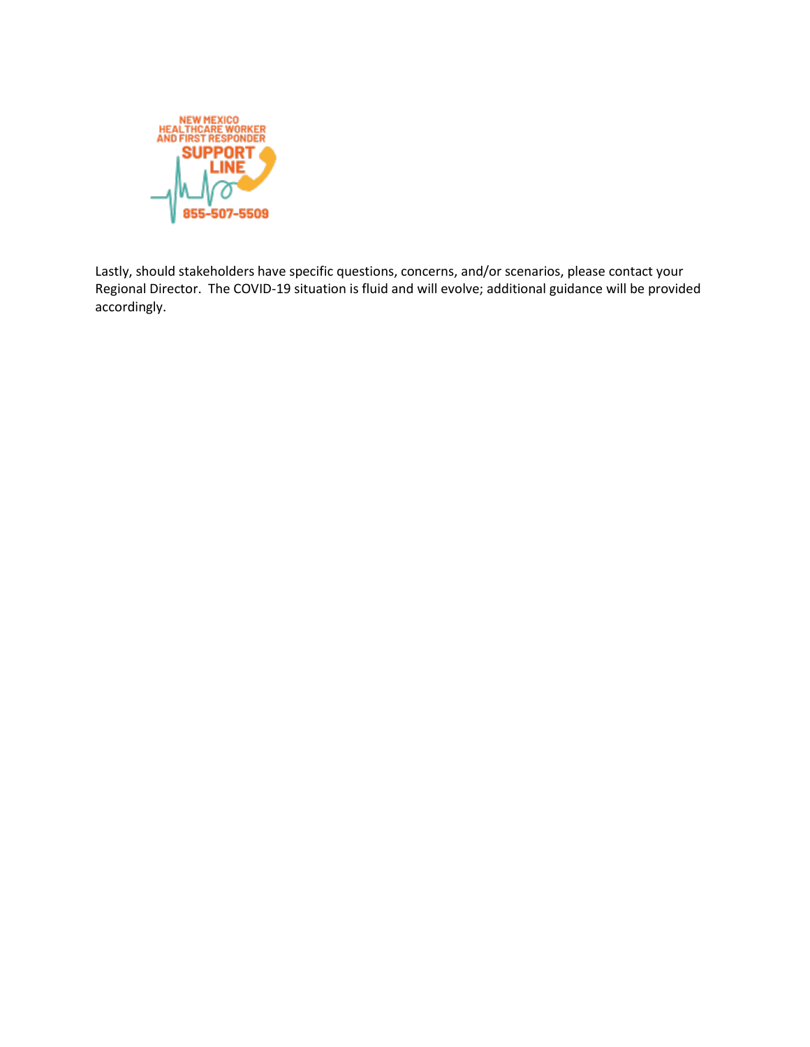NEW MEXICO
HEALTHCARE WORKER
AND FIRST RESPONDER
SUPPORT
LINE
855-507-5509

Lastly, should stakeholders have specific questions, concerns, and/or scenarios, please contact your Regional Director. The COVID-19 situation is fluid and will evolve; additional guidance will be provided accordingly.